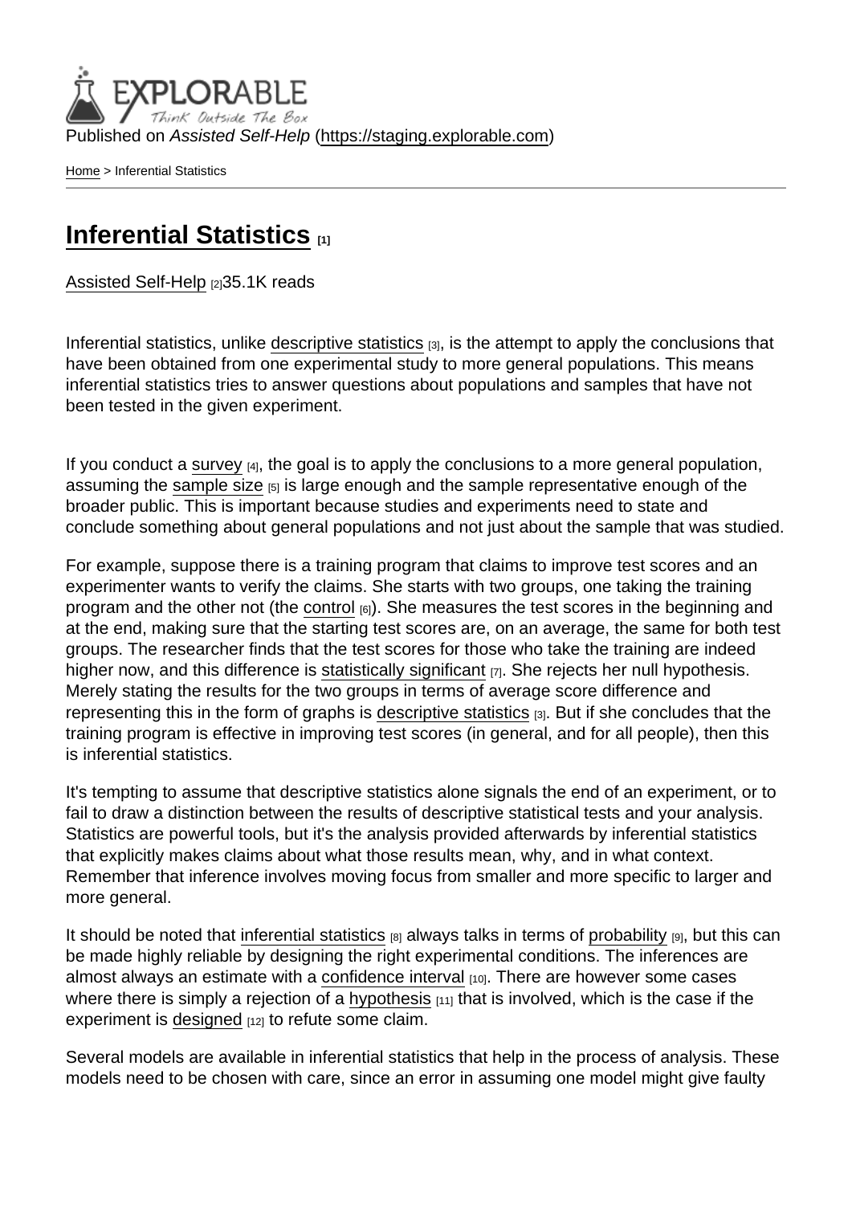Published on *Assisted Self-Help* (https://staging.explorable.com)

Home > Inferential Statistics

# Inferential Statistics [1]

Assisted Self-Help [2]35.1K reads

Inferential statistics, unlike descriptive statistics [3], is the attempt to apply the conclusions that have been obtained from one experimental study to more general populations. This means inferential statistics tries to answer questions about populations and samples that have not been tested in the given experiment.

If you conduct a survey [4], the goal is to apply the conclusions to a more general population, assuming the sample size [5] is large enough and the sample representative enough of the broader public. This is important because studies and experiments need to state and conclude something about general populations and not just about the sample that was studied.

For example, suppose there is a training program that claims to improve test scores and an experimenter wants to verify the claims. She starts with two groups, one taking the training program and the other not (the control [6]). She measures the test scores in the beginning and at the end, making sure that the starting test scores are, on an average, the same for both test groups. The researcher finds that the test scores for those who take the training are indeed higher now, and this difference is statistically significant [7]. She rejects her null hypothesis. Merely stating the results for the two groups in terms of average score difference and representing this in the form of graphs is descriptive statistics [3]. But if she concludes that the training program is effective in improving test scores (in general, and for all people), then this is inferential statistics.

It's tempting to assume that descriptive statistics alone signals the end of an experiment, or to fail to draw a distinction between the results of descriptive statistical tests and your analysis. Statistics are powerful tools, but it's the analysis provided afterwards by inferential statistics that explicitly makes claims about what those results mean, why, and in what context. Remember that inference involves moving focus from smaller and more specific to larger and more general.

It should be noted that inferential statistics [8] always talks in terms of probability [9], but this can be made highly reliable by designing the right experimental conditions. The inferences are almost always an estimate with a confidence interval [10]. There are however some cases where there is simply a rejection of a hypothesis [11] that is involved, which is the case if the experiment is designed [12] to refute some claim.

Several models are available in inferential statistics that help in the process of analysis. These models need to be chosen with care, since an error in assuming one model might give faulty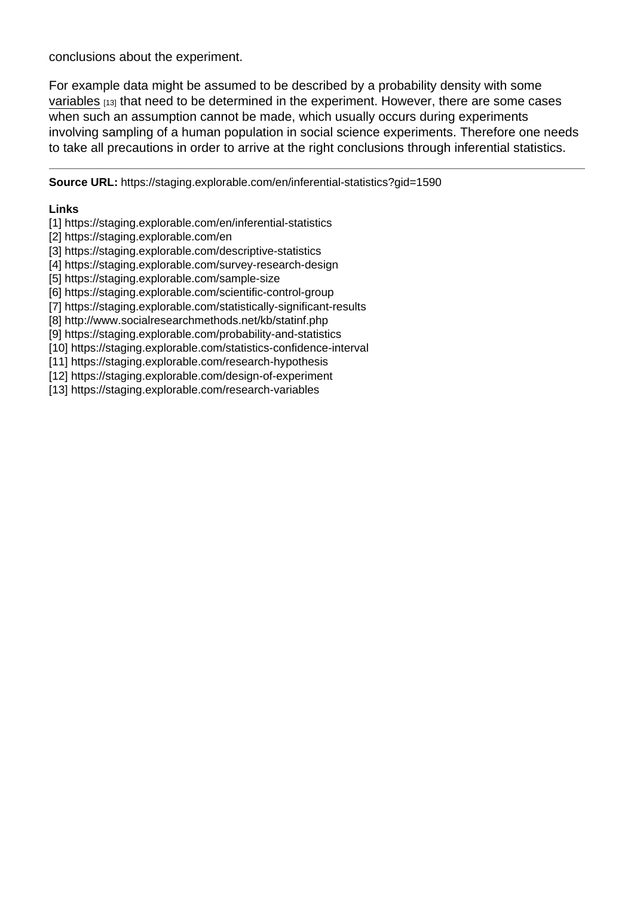conclusions about the experiment.

For example data might be assumed to be described by a probability density with some variables [13] that need to be determined in the experiment. However, there are some cases when such an assumption cannot be made, which usually occurs during experiments involving sampling of a human population in social science experiments. Therefore one needs to take all precautions in order to arrive at the right conclusions through inferential statistics.

---

**Source URL:** https://staging.explorable.com/en/inferential-statistics?gid=1590

**Links**

[1] https://staging.explorable.com/en/inferential-statistics
[2] https://staging.explorable.com/en
[3] https://staging.explorable.com/descriptive-statistics
[4] https://staging.explorable.com/survey-research-design
[5] https://staging.explorable.com/sample-size
[6] https://staging.explorable.com/scientific-control-group
[7] https://staging.explorable.com/statistically-significant-results
[8] http://www.socialresearchmethods.net/kb/statinf.php
[9] https://staging.explorable.com/probability-and-statistics
[10] https://staging.explorable.com/statistics-confidence-interval
[11] https://staging.explorable.com/research-hypothesis
[12] https://staging.explorable.com/design-of-experiment
[13] https://staging.explorable.com/research-variables